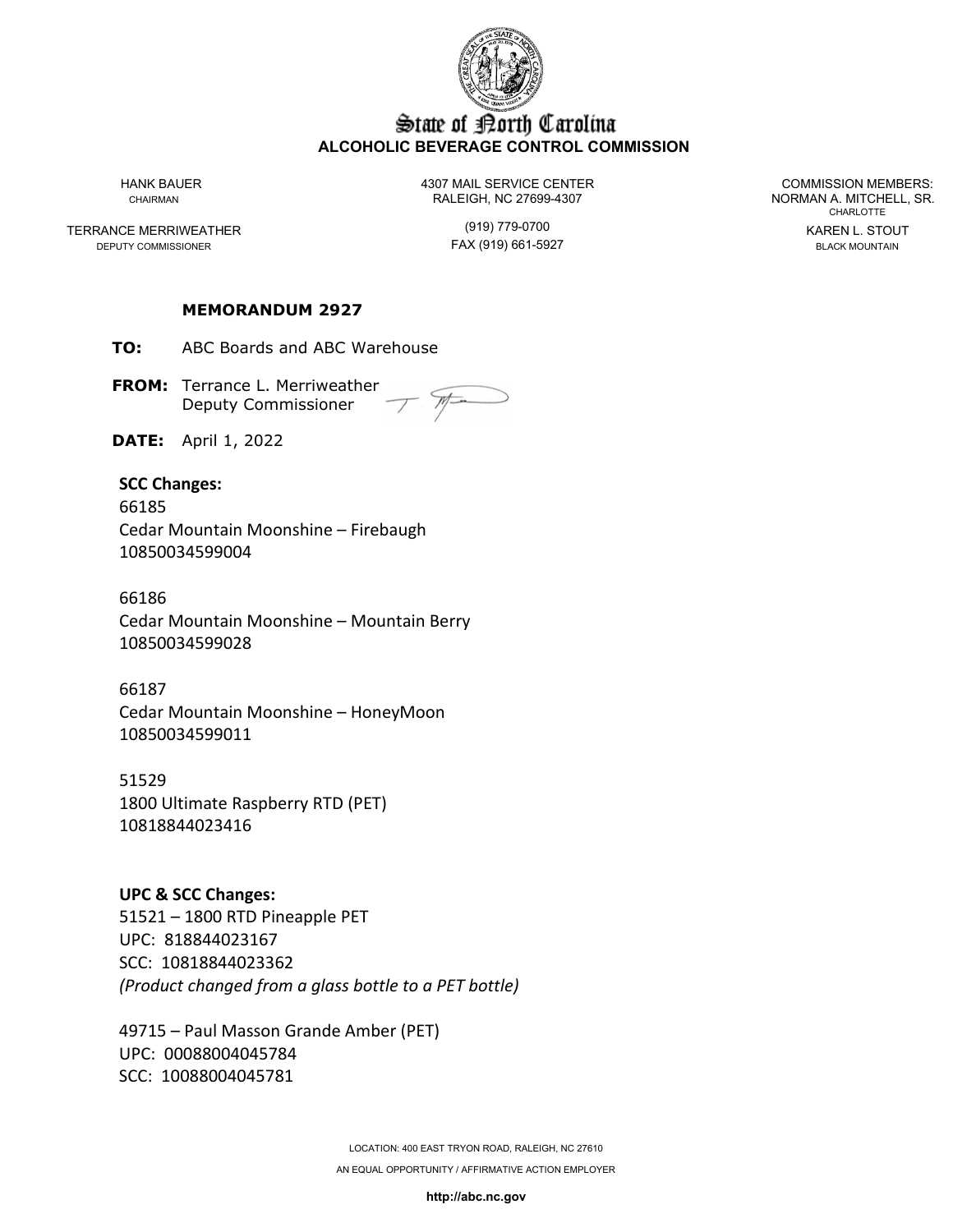# State of North Carolina
**ALCOHOLIC BEVERAGE CONTROL COMMISSION**

HANK BAUER
CHAIRMAN

TERRANCE MERRIWEATHER
DEPUTY COMMISSIONER

4307 MAIL SERVICE CENTER
RALEIGH, NC 27699-4307

(919) 779-0700
FAX (919) 661-5927

COMMISSION MEMBERS:
NORMAN A. MITCHELL, SR.
CHARLOTTE
KAREN L. STOUT
BLACK MOUNTAIN

**MEMORANDUM 2927**

**TO:** ABC Boards and ABC Warehouse

**FROM:** Terrance L. Merriweather
Deputy Commissioner

**DATE:** April 1, 2022

**SCC Changes:**

66185
Cedar Mountain Moonshine – Firebaugh
10850034599004

66186
Cedar Mountain Moonshine – Mountain Berry
10850034599028

66187
Cedar Mountain Moonshine – HoneyMoon
10850034599011

51529
1800 Ultimate Raspberry RTD (PET)
10818844023416

**UPC & SCC Changes:**

51521 – 1800 RTD Pineapple PET
UPC: 818844023167
SCC: 10818844023362
*(Product changed from a glass bottle to a PET bottle)*

49715 – Paul Masson Grande Amber (PET)
UPC: 00088004045784
SCC: 10088004045781

LOCATION: 400 EAST TRYON ROAD, RALEIGH, NC 27610
AN EQUAL OPPORTUNITY / AFFIRMATIVE ACTION EMPLOYER

**http://abc.nc.gov**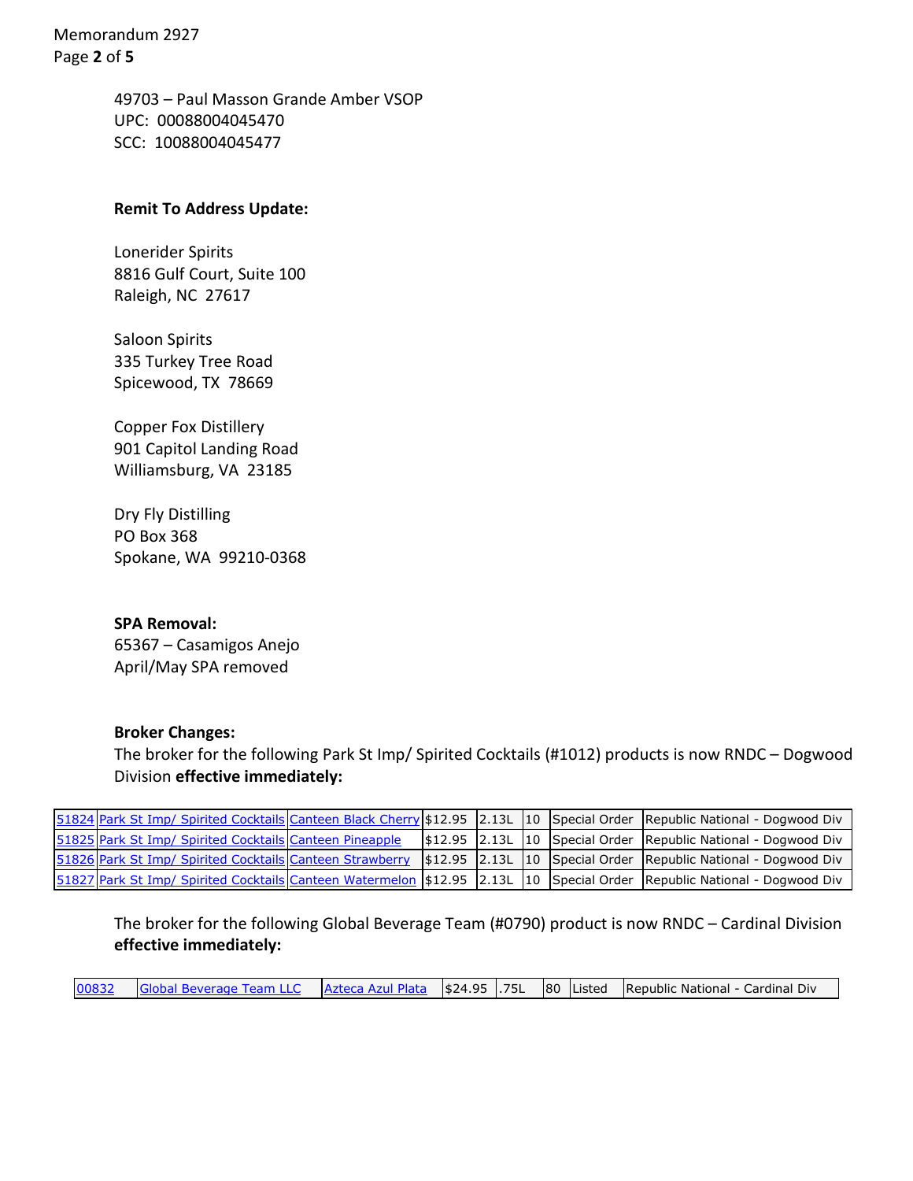49703 – Paul Masson Grande Amber VSOP
UPC: 00088004045470
SCC: 10088004045477

**Remit To Address Update:**

Lonerider Spirits
8816 Gulf Court, Suite 100
Raleigh, NC 27617

Saloon Spirits
335 Turkey Tree Road
Spicewood, TX 78669

Copper Fox Distillery
901 Capitol Landing Road
Williamsburg, VA 23185

Dry Fly Distilling
PO Box 368
Spokane, WA 99210-0368

**SPA Removal:**
65367 – Casamigos Anejo
April/May SPA removed

**Broker Changes:**
The broker for the following Park St Imp/ Spirited Cocktails (#1012) products is now RNDC – Dogwood Division **effective immediately:**

| | | | | | | | |
|---|---|---|---|---|---|---|---|
| 51824 | Park St Imp/ Spirited Cocktails | Canteen Black Cherry | $12.95 | 2.13L | 10 | Special Order | Republic National - Dogwood Div |
| 51825 | Park St Imp/ Spirited Cocktails | Canteen Pineapple | $12.95 | 2.13L | 10 | Special Order | Republic National - Dogwood Div |
| 51826 | Park St Imp/ Spirited Cocktails | Canteen Strawberry | $12.95 | 2.13L | 10 | Special Order | Republic National - Dogwood Div |
| 51827 | Park St Imp/ Spirited Cocktails | Canteen Watermelon | $12.95 | 2.13L | 10 | Special Order | Republic National - Dogwood Div |

The broker for the following Global Beverage Team (#0790) product is now RNDC – Cardinal Division **effective immediately:**

| | | | | | | | |
|---|---|---|---|---|---|---|---|
| 00832 | Global Beverage Team LLC | Azteca Azul Plata | $24.95 | .75L | 80 | Listed | Republic National - Cardinal Div |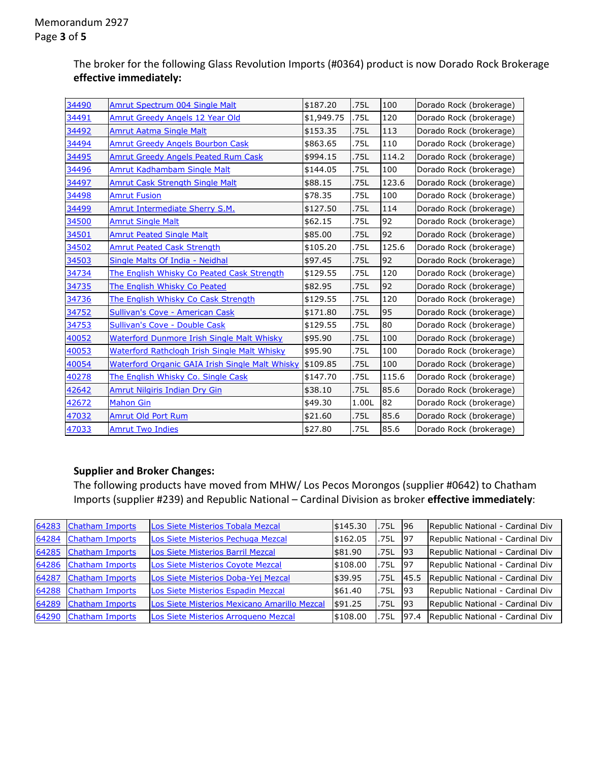The broker for the following Glass Revolution Imports (#0364) product is now Dorado Rock Brokerage **effective immediately:**

| | | | | | |
|---|---|---|---|---|---|
| 34490 | Amrut Spectrum 004 Single Malt | $187.20 | .75L | 100 | Dorado Rock (brokerage) |
| 34491 | Amrut Greedy Angels 12 Year Old | $1,949.75 | .75L | 120 | Dorado Rock (brokerage) |
| 34492 | Amrut Aatma Single Malt | $153.35 | .75L | 113 | Dorado Rock (brokerage) |
| 34494 | Amrut Greedy Angels Bourbon Cask | $863.65 | .75L | 110 | Dorado Rock (brokerage) |
| 34495 | Amrut Greedy Angels Peated Rum Cask | $994.15 | .75L | 114.2 | Dorado Rock (brokerage) |
| 34496 | Amrut Kadhambam Single Malt | $144.05 | .75L | 100 | Dorado Rock (brokerage) |
| 34497 | Amrut Cask Strength Single Malt | $88.15 | .75L | 123.6 | Dorado Rock (brokerage) |
| 34498 | Amrut Fusion | $78.35 | .75L | 100 | Dorado Rock (brokerage) |
| 34499 | Amrut Intermediate Sherry S.M. | $127.50 | .75L | 114 | Dorado Rock (brokerage) |
| 34500 | Amrut Single Malt | $62.15 | .75L | 92 | Dorado Rock (brokerage) |
| 34501 | Amrut Peated Single Malt | $85.00 | .75L | 92 | Dorado Rock (brokerage) |
| 34502 | Amrut Peated Cask Strength | $105.20 | .75L | 125.6 | Dorado Rock (brokerage) |
| 34503 | Single Malts Of India - Neidhal | $97.45 | .75L | 92 | Dorado Rock (brokerage) |
| 34734 | The English Whisky Co Peated Cask Strength | $129.55 | .75L | 120 | Dorado Rock (brokerage) |
| 34735 | The English Whisky Co Peated | $82.95 | .75L | 92 | Dorado Rock (brokerage) |
| 34736 | The English Whisky Co Cask Strength | $129.55 | .75L | 120 | Dorado Rock (brokerage) |
| 34752 | Sullivan's Cove - American Cask | $171.80 | .75L | 95 | Dorado Rock (brokerage) |
| 34753 | Sullivan's Cove - Double Cask | $129.55 | .75L | 80 | Dorado Rock (brokerage) |
| 40052 | Waterford Dunmore Irish Single Malt Whisky | $95.90 | .75L | 100 | Dorado Rock (brokerage) |
| 40053 | Waterford Rathclogh Irish Single Malt Whisky | $95.90 | .75L | 100 | Dorado Rock (brokerage) |
| 40054 | Waterford Organic GAIA Irish Single Malt Whisky | $109.85 | .75L | 100 | Dorado Rock (brokerage) |
| 40278 | The English Whisky Co. Single Cask | $147.70 | .75L | 115.6 | Dorado Rock (brokerage) |
| 42642 | Amrut Nilgiris Indian Dry Gin | $38.10 | .75L | 85.6 | Dorado Rock (brokerage) |
| 42672 | Mahon Gin | $49.30 | 1.00L | 82 | Dorado Rock (brokerage) |
| 47032 | Amrut Old Port Rum | $21.60 | .75L | 85.6 | Dorado Rock (brokerage) |
| 47033 | Amrut Two Indies | $27.80 | .75L | 85.6 | Dorado Rock (brokerage) |

**Supplier and Broker Changes:**

The following products have moved from MHW/ Los Pecos Morongos (supplier #0642) to Chatham Imports (supplier #239) and Republic National – Cardinal Division as broker **effective immediately**:

| | | | | | | |
|---|---|---|---|---|---|---|
| 64283 | Chatham Imports | Los Siete Misterios Tobala Mezcal | $145.30 | .75L | 96 | Republic National - Cardinal Div |
| 64284 | Chatham Imports | Los Siete Misterios Pechuga Mezcal | $162.05 | .75L | 97 | Republic National - Cardinal Div |
| 64285 | Chatham Imports | Los Siete Misterios Barril Mezcal | $81.90 | .75L | 93 | Republic National - Cardinal Div |
| 64286 | Chatham Imports | Los Siete Misterios Coyote Mezcal | $108.00 | .75L | 97 | Republic National - Cardinal Div |
| 64287 | Chatham Imports | Los Siete Misterios Doba-Yej Mezcal | $39.95 | .75L | 45.5 | Republic National - Cardinal Div |
| 64288 | Chatham Imports | Los Siete Misterios Espadin Mezcal | $61.40 | .75L | 93 | Republic National - Cardinal Div |
| 64289 | Chatham Imports | Los Siete Misterios Mexicano Amarillo Mezcal | $91.25 | .75L | 93 | Republic National - Cardinal Div |
| 64290 | Chatham Imports | Los Siete Misterios Arroqueno Mezcal | $108.00 | .75L | 97.4 | Republic National - Cardinal Div |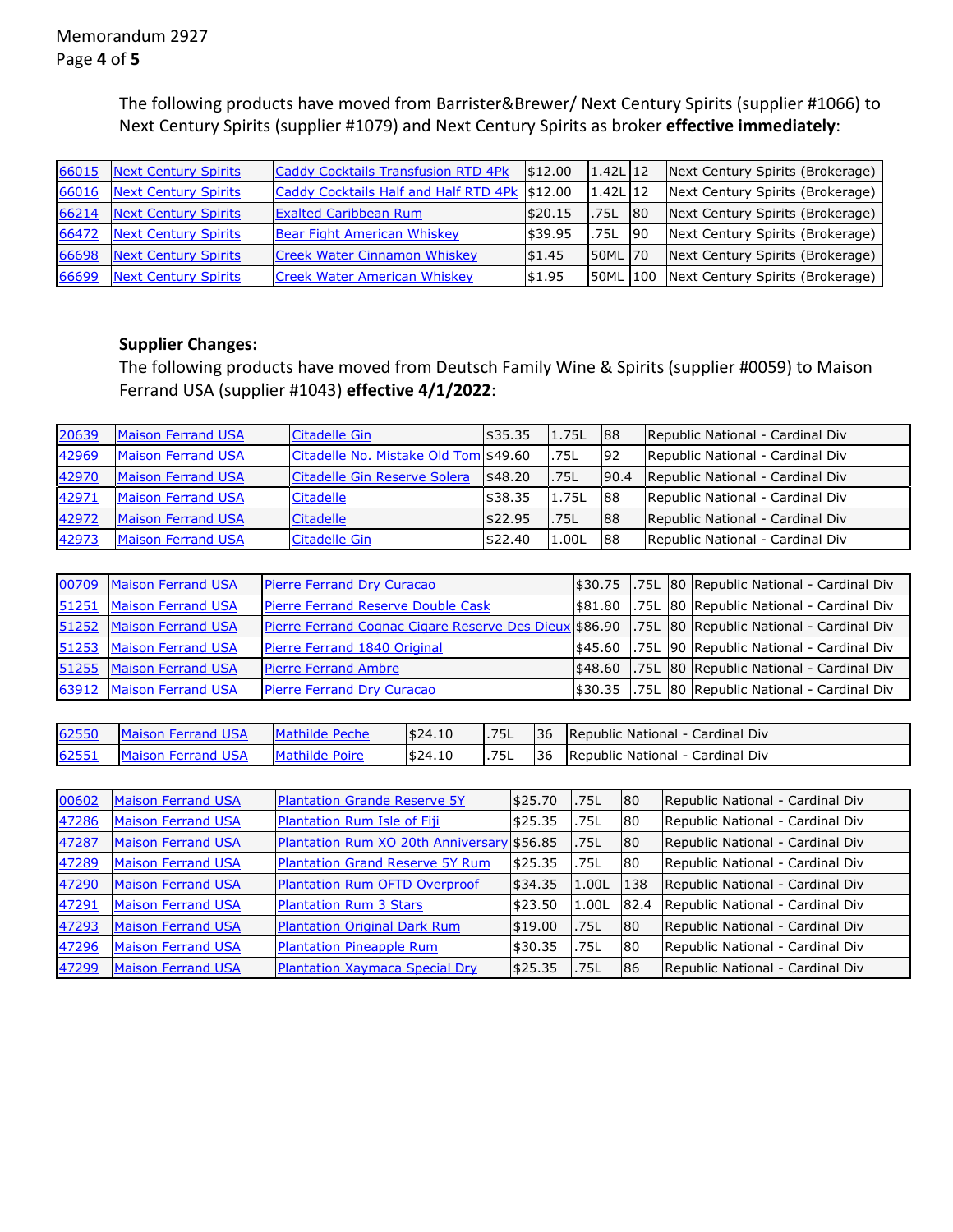The following products have moved from Barrister&Brewer/ Next Century Spirits (supplier #1066) to Next Century Spirits (supplier #1079) and Next Century Spirits as broker **effective immediately**:

| | | | | | | |
|---|---|---|---|---|---|---|
| 66015 | Next Century Spirits | Caddy Cocktails Transfusion RTD 4Pk | $12.00 | 1.42L | 12 | Next Century Spirits (Brokerage) |
| 66016 | Next Century Spirits | Caddy Cocktails Half and Half RTD 4Pk | $12.00 | 1.42L | 12 | Next Century Spirits (Brokerage) |
| 66214 | Next Century Spirits | Exalted Caribbean Rum | $20.15 | .75L | 80 | Next Century Spirits (Brokerage) |
| 66472 | Next Century Spirits | Bear Fight American Whiskey | $39.95 | .75L | 90 | Next Century Spirits (Brokerage) |
| 66698 | Next Century Spirits | Creek Water Cinnamon Whiskey | $1.45 | 50ML | 70 | Next Century Spirits (Brokerage) |
| 66699 | Next Century Spirits | Creek Water American Whiskey | $1.95 | 50ML | 100 | Next Century Spirits (Brokerage) |

**Supplier Changes:**

The following products have moved from Deutsch Family Wine & Spirits (supplier #0059) to Maison Ferrand USA (supplier #1043) **effective 4/1/2022**:

| | | | | | | |
|---|---|---|---|---|---|---|
| 20639 | Maison Ferrand USA | Citadelle Gin | $35.35 | 1.75L | 88 | Republic National - Cardinal Div |
| 42969 | Maison Ferrand USA | Citadelle No. Mistake Old Tom | $49.60 | .75L | 92 | Republic National - Cardinal Div |
| 42970 | Maison Ferrand USA | Citadelle Gin Reserve Solera | $48.20 | .75L | 90.4 | Republic National - Cardinal Div |
| 42971 | Maison Ferrand USA | Citadelle | $38.35 | 1.75L | 88 | Republic National - Cardinal Div |
| 42972 | Maison Ferrand USA | Citadelle | $22.95 | .75L | 88 | Republic National - Cardinal Div |
| 42973 | Maison Ferrand USA | Citadelle Gin | $22.40 | 1.00L | 88 | Republic National - Cardinal Div |

| | | | | | | |
|---|---|---|---|---|---|---|
| 00709 | Maison Ferrand USA | Pierre Ferrand Dry Curacao | $30.75 | .75L | 80 | Republic National - Cardinal Div |
| 51251 | Maison Ferrand USA | Pierre Ferrand Reserve Double Cask | $81.80 | .75L | 80 | Republic National - Cardinal Div |
| 51252 | Maison Ferrand USA | Pierre Ferrand Cognac Cigare Reserve Des Dieux | $86.90 | .75L | 80 | Republic National - Cardinal Div |
| 51253 | Maison Ferrand USA | Pierre Ferrand 1840 Original | $45.60 | .75L | 90 | Republic National - Cardinal Div |
| 51255 | Maison Ferrand USA | Pierre Ferrand Ambre | $48.60 | .75L | 80 | Republic National - Cardinal Div |
| 63912 | Maison Ferrand USA | Pierre Ferrand Dry Curacao | $30.35 | .75L | 80 | Republic National - Cardinal Div |

| | | | | | | |
|---|---|---|---|---|---|---|
| 62550 | Maison Ferrand USA | Mathilde Peche | $24.10 | .75L | 36 | Republic National - Cardinal Div |
| 62551 | Maison Ferrand USA | Mathilde Poire | $24.10 | .75L | 36 | Republic National - Cardinal Div |

| | | | | | | |
|---|---|---|---|---|---|---|
| 00602 | Maison Ferrand USA | Plantation Grande Reserve 5Y | $25.70 | .75L | 80 | Republic National - Cardinal Div |
| 47286 | Maison Ferrand USA | Plantation Rum Isle of Fiji | $25.35 | .75L | 80 | Republic National - Cardinal Div |
| 47287 | Maison Ferrand USA | Plantation Rum XO 20th Anniversary | $56.85 | .75L | 80 | Republic National - Cardinal Div |
| 47289 | Maison Ferrand USA | Plantation Grand Reserve 5Y Rum | $25.35 | .75L | 80 | Republic National - Cardinal Div |
| 47290 | Maison Ferrand USA | Plantation Rum OFTD Overproof | $34.35 | 1.00L | 138 | Republic National - Cardinal Div |
| 47291 | Maison Ferrand USA | Plantation Rum 3 Stars | $23.50 | 1.00L | 82.4 | Republic National - Cardinal Div |
| 47293 | Maison Ferrand USA | Plantation Original Dark Rum | $19.00 | .75L | 80 | Republic National - Cardinal Div |
| 47296 | Maison Ferrand USA | Plantation Pineapple Rum | $30.35 | .75L | 80 | Republic National - Cardinal Div |
| 47299 | Maison Ferrand USA | Plantation Xaymaca Special Dry | $25.35 | .75L | 86 | Republic National - Cardinal Div |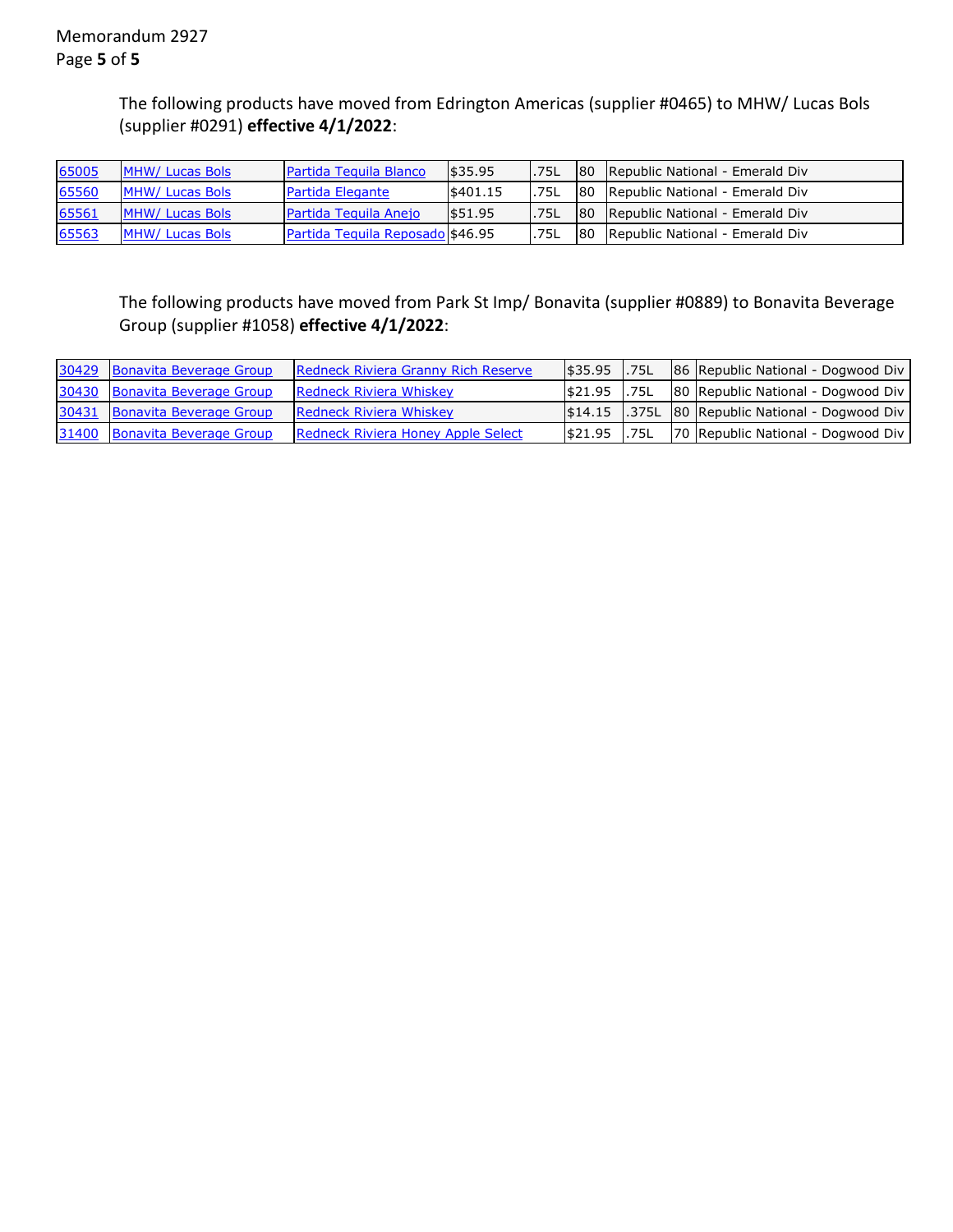The following products have moved from Edrington Americas (supplier #0465) to MHW/ Lucas Bols (supplier #0291) **effective 4/1/2022**:

| | | | | | | |
|---|---|---|---|---|---|---|
| 65005 | MHW/ Lucas Bols | Partida Tequila Blanco | $35.95 | .75L | 80 | Republic National - Emerald Div |
| 65560 | MHW/ Lucas Bols | Partida Elegante | $401.15 | .75L | 80 | Republic National - Emerald Div |
| 65561 | MHW/ Lucas Bols | Partida Tequila Anejo | $51.95 | .75L | 80 | Republic National - Emerald Div |
| 65563 | MHW/ Lucas Bols | Partida Tequila Reposado | $46.95 | .75L | 80 | Republic National - Emerald Div |

The following products have moved from Park St Imp/ Bonavita (supplier #0889) to Bonavita Beverage Group (supplier #1058) **effective 4/1/2022**:

| | | | | | | |
|---|---|---|---|---|---|---|
| 30429 | Bonavita Beverage Group | Redneck Riviera Granny Rich Reserve | $35.95 | .75L | 86 | Republic National - Dogwood Div |
| 30430 | Bonavita Beverage Group | Redneck Riviera Whiskey | $21.95 | .75L | 80 | Republic National - Dogwood Div |
| 30431 | Bonavita Beverage Group | Redneck Riviera Whiskey | $14.15 | .375L | 80 | Republic National - Dogwood Div |
| 31400 | Bonavita Beverage Group | Redneck Riviera Honey Apple Select | $21.95 | .75L | 70 | Republic National - Dogwood Div |